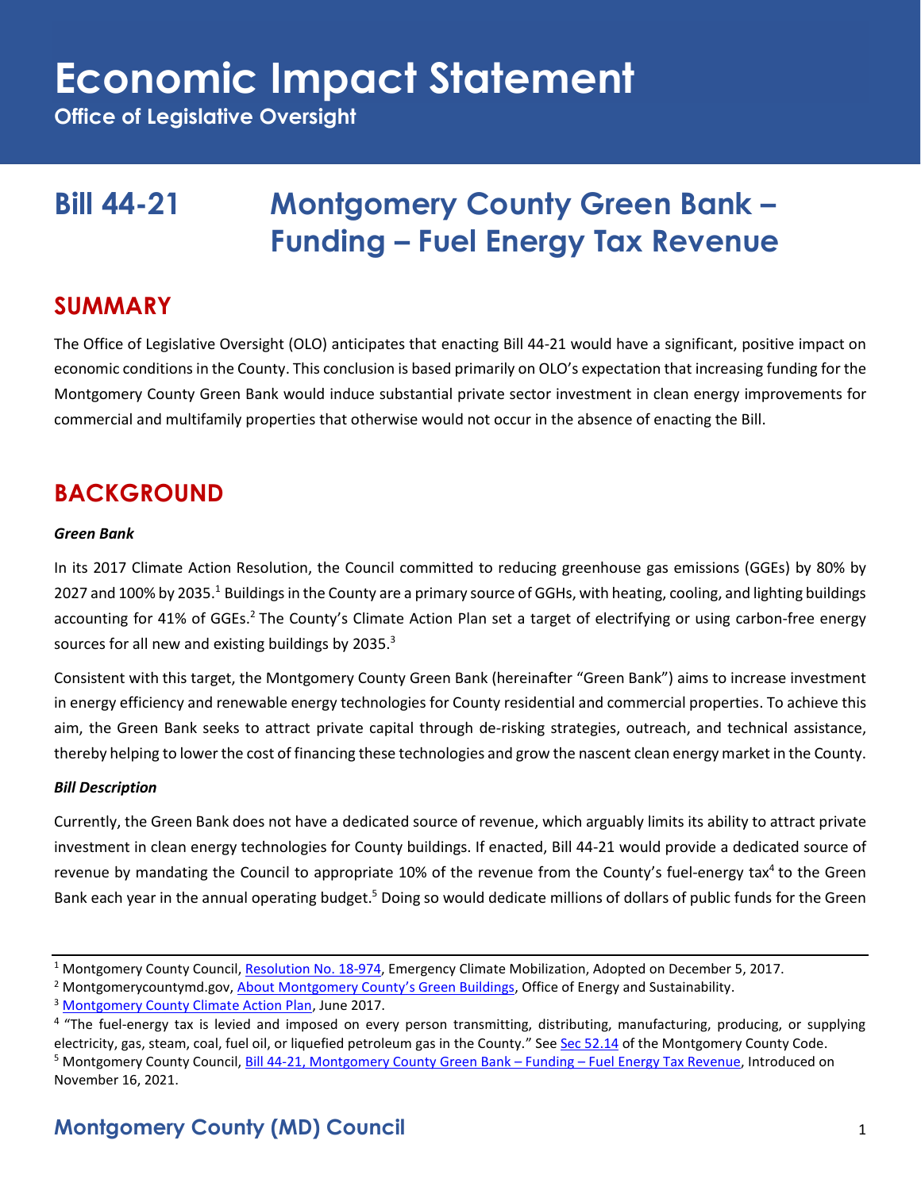# Economic Impact Statement

**Office of Legislative Oversight**

## Bill 44-21 Montgomery County Green Bank – Funding – Fuel Energy Tax Revenue

## SUMMARY

The Office of Legislative Oversight (OLO) anticipates that enacting Bill 44-21 would have a significant, positive impact on economic conditions in the County. This conclusion is based primarily on OLO's expectation that increasing funding for the Montgomery County Green Bank would induce substantial private sector investment in clean energy improvements for commercial and multifamily properties that otherwise would not occur in the absence of enacting the Bill.

## BACKGROUND

### *Green Bank*

In its 2017 Climate Action Resolution, the Council committed to reducing greenhouse gas emissions (GGEs) by 80% by 2027 and 100% by 2035.[1] Buildings in the County are a primary source of GGHs, with heating, cooling, and lighting buildings accounting for 41% of GGEs.[2] The County's Climate Action Plan set a target of electrifying or using carbon-free energy sources for all new and existing buildings by 2035.[3]

Consistent with this target, the Montgomery County Green Bank (hereinafter "Green Bank") aims to increase investment in energy efficiency and renewable energy technologies for County residential and commercial properties. To achieve this aim, the Green Bank seeks to attract private capital through de-risking strategies, outreach, and technical assistance, thereby helping to lower the cost of financing these technologies and grow the nascent clean energy market in the County.

### *Bill Description*

Currently, the Green Bank does not have a dedicated source of revenue, which arguably limits its ability to attract private investment in clean energy technologies for County buildings. If enacted, Bill 44-21 would provide a dedicated source of revenue by mandating the Council to appropriate 10% of the revenue from the County's fuel-energy tax[4] to the Green Bank each year in the annual operating budget.[5] Doing so would dedicate millions of dollars of public funds for the Green

---

[1] Montgomery County Council, Resolution No. 18-974, Emergency Climate Mobilization, Adopted on December 5, 2017.

[2] Montgomerycountymd.gov, About Montgomery County's Green Buildings, Office of Energy and Sustainability.

[3] Montgomery County Climate Action Plan, June 2017.

[4] "The fuel-energy tax is levied and imposed on every person transmitting, distributing, manufacturing, producing, or supplying electricity, gas, steam, coal, fuel oil, or liquefied petroleum gas in the County." See Sec 52.14 of the Montgomery County Code.

[5] Montgomery County Council, Bill 44-21, Montgomery County Green Bank – Funding – Fuel Energy Tax Revenue, Introduced on November 16, 2021.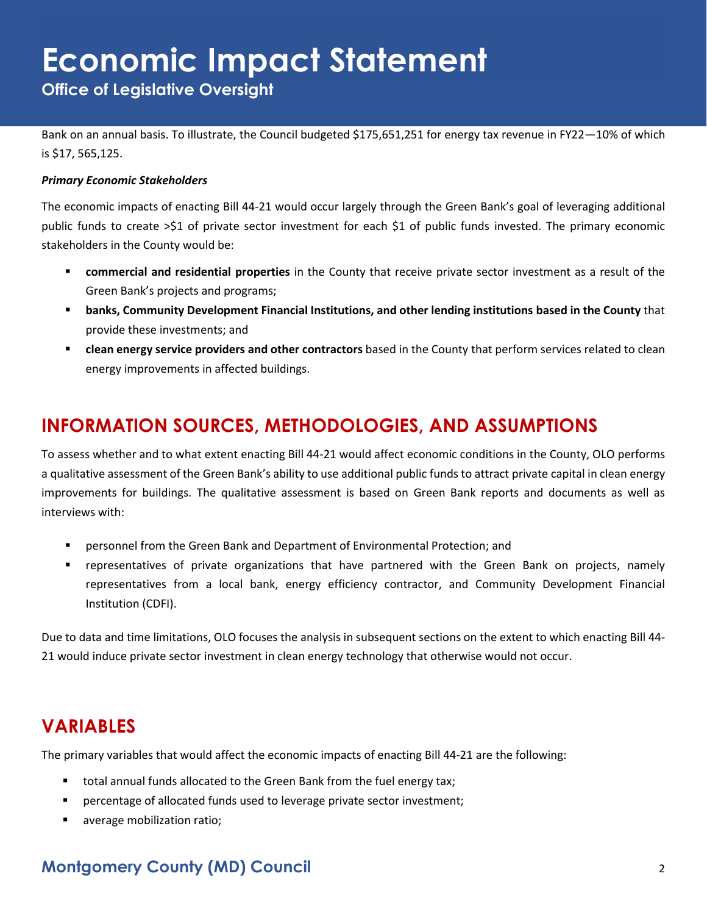Bank on an annual basis. To illustrate, the Council budgeted $175,651,251 for energy tax revenue in FY22—10% of which is $17, 565,125.

***Primary Economic Stakeholders***

The economic impacts of enacting Bill 44-21 would occur largely through the Green Bank's goal of leveraging additional public funds to create >$1 of private sector investment for each $1 of public funds invested. The primary economic stakeholders in the County would be:

- **commercial and residential properties** in the County that receive private sector investment as a result of the Green Bank's projects and programs;
- **banks, Community Development Financial Institutions, and other lending institutions based in the County** that provide these investments; and
- **clean energy service providers and other contractors** based in the County that perform services related to clean energy improvements in affected buildings.

## INFORMATION SOURCES, METHODOLOGIES, AND ASSUMPTIONS

To assess whether and to what extent enacting Bill 44-21 would affect economic conditions in the County, OLO performs a qualitative assessment of the Green Bank's ability to use additional public funds to attract private capital in clean energy improvements for buildings. The qualitative assessment is based on Green Bank reports and documents as well as interviews with:

- personnel from the Green Bank and Department of Environmental Protection; and
- representatives of private organizations that have partnered with the Green Bank on projects, namely representatives from a local bank, energy efficiency contractor, and Community Development Financial Institution (CDFI).

Due to data and time limitations, OLO focuses the analysis in subsequent sections on the extent to which enacting Bill 44-21 would induce private sector investment in clean energy technology that otherwise would not occur.

## VARIABLES

The primary variables that would affect the economic impacts of enacting Bill 44-21 are the following:

- total annual funds allocated to the Green Bank from the fuel energy tax;
- percentage of allocated funds used to leverage private sector investment;
- average mobilization ratio;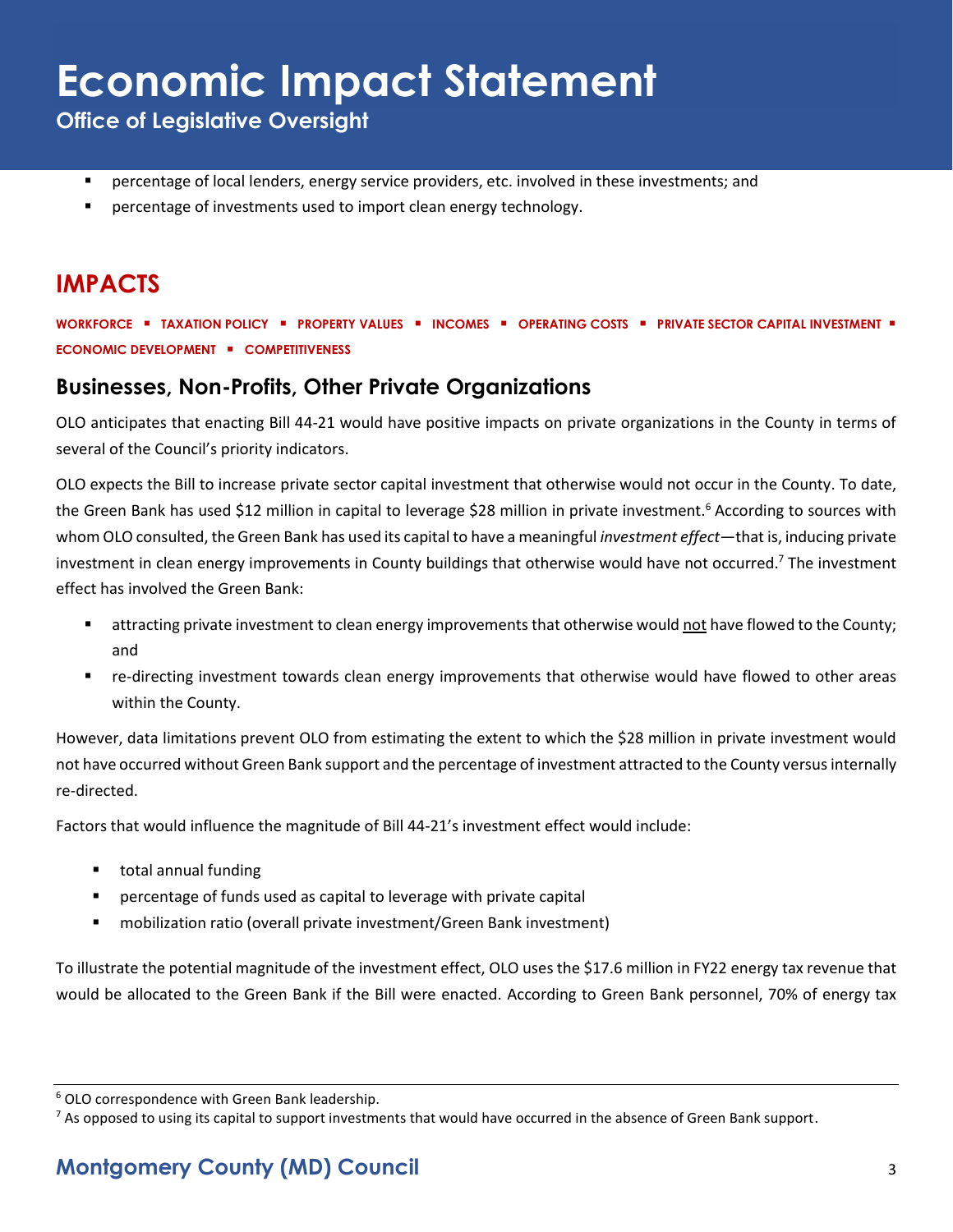- percentage of local lenders, energy service providers, etc. involved in these investments; and
- percentage of investments used to import clean energy technology.

## IMPACTS

**WORKFORCE ▪ TAXATION POLICY ▪ PROPERTY VALUES ▪ INCOMES ▪ OPERATING COSTS ▪ PRIVATE SECTOR CAPITAL INVESTMENT ▪ ECONOMIC DEVELOPMENT ▪ COMPETITIVENESS**

### Businesses, Non-Profits, Other Private Organizations

OLO anticipates that enacting Bill 44-21 would have positive impacts on private organizations in the County in terms of several of the Council's priority indicators.

OLO expects the Bill to increase private sector capital investment that otherwise would not occur in the County. To date, the Green Bank has used $12 million in capital to leverage $28 million in private investment.[6] According to sources with whom OLO consulted, the Green Bank has used its capital to have a meaningful *investment effect*—that is, inducing private investment in clean energy improvements in County buildings that otherwise would have not occurred.[7] The investment effect has involved the Green Bank:

- attracting private investment to clean energy improvements that otherwise would <u>not</u> have flowed to the County; and
- re-directing investment towards clean energy improvements that otherwise would have flowed to other areas within the County.

However, data limitations prevent OLO from estimating the extent to which the $28 million in private investment would not have occurred without Green Bank support and the percentage of investment attracted to the County versus internally re-directed.

Factors that would influence the magnitude of Bill 44-21's investment effect would include:

- total annual funding
- percentage of funds used as capital to leverage with private capital
- mobilization ratio (overall private investment/Green Bank investment)

To illustrate the potential magnitude of the investment effect, OLO uses the $17.6 million in FY22 energy tax revenue that would be allocated to the Green Bank if the Bill were enacted. According to Green Bank personnel, 70% of energy tax

---

[6] OLO correspondence with Green Bank leadership.

[7] As opposed to using its capital to support investments that would have occurred in the absence of Green Bank support.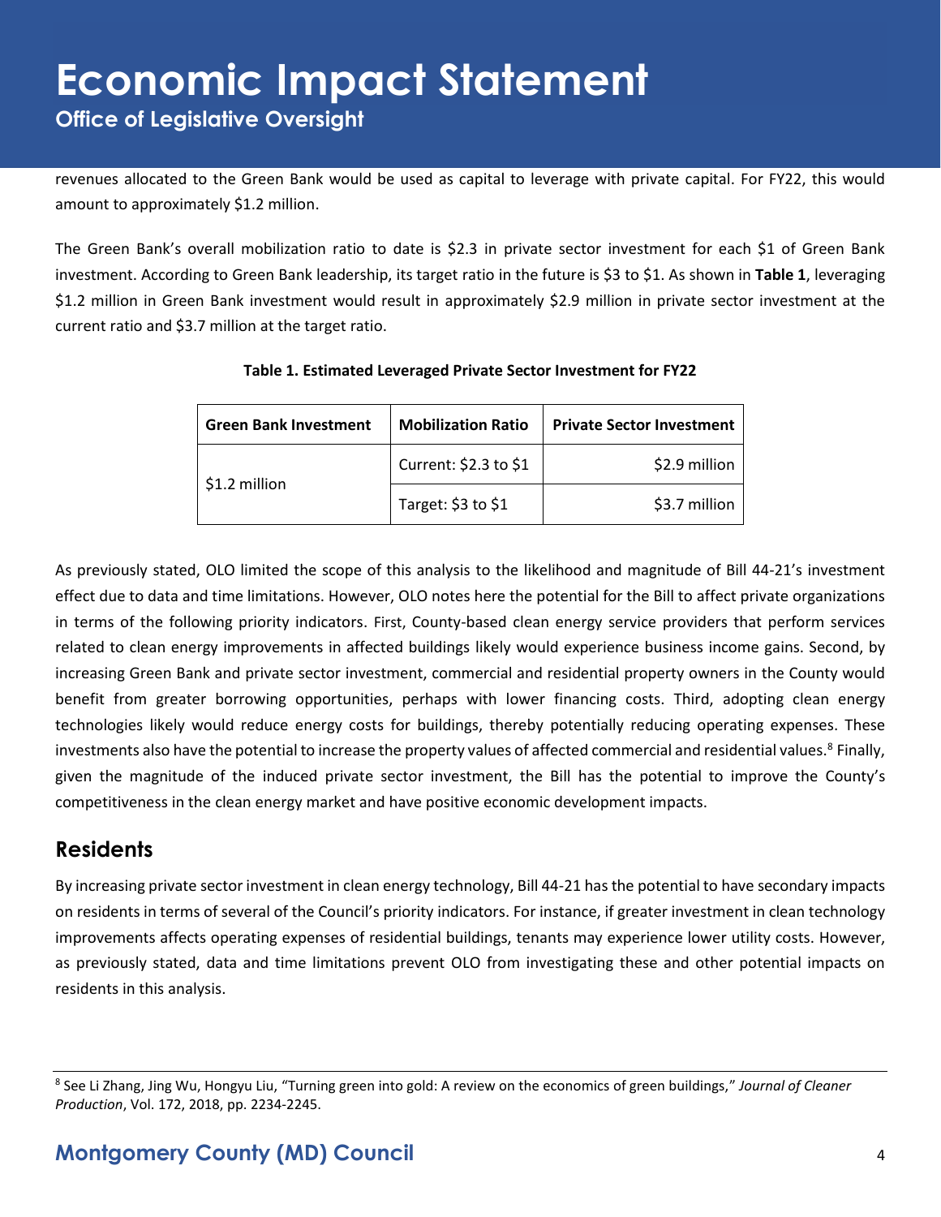revenues allocated to the Green Bank would be used as capital to leverage with private capital. For FY22, this would amount to approximately $1.2 million.

The Green Bank's overall mobilization ratio to date is $2.3 in private sector investment for each $1 of Green Bank investment. According to Green Bank leadership, its target ratio in the future is $3 to $1. As shown in **Table 1**, leveraging $1.2 million in Green Bank investment would result in approximately $2.9 million in private sector investment at the current ratio and $3.7 million at the target ratio.

**Table 1. Estimated Leveraged Private Sector Investment for FY22**

| Green Bank Investment | Mobilization Ratio | Private Sector Investment |
|---|---|---|
| $1.2 million | Current: $2.3 to $1 | $2.9 million |
| | Target: $3 to $1 | $3.7 million |

As previously stated, OLO limited the scope of this analysis to the likelihood and magnitude of Bill 44-21's investment effect due to data and time limitations. However, OLO notes here the potential for the Bill to affect private organizations in terms of the following priority indicators. First, County-based clean energy service providers that perform services related to clean energy improvements in affected buildings likely would experience business income gains. Second, by increasing Green Bank and private sector investment, commercial and residential property owners in the County would benefit from greater borrowing opportunities, perhaps with lower financing costs. Third, adopting clean energy technologies likely would reduce energy costs for buildings, thereby potentially reducing operating expenses. These investments also have the potential to increase the property values of affected commercial and residential values.[8] Finally, given the magnitude of the induced private sector investment, the Bill has the potential to improve the County's competitiveness in the clean energy market and have positive economic development impacts.

## Residents

By increasing private sector investment in clean energy technology, Bill 44-21 has the potential to have secondary impacts on residents in terms of several of the Council's priority indicators. For instance, if greater investment in clean technology improvements affects operating expenses of residential buildings, tenants may experience lower utility costs. However, as previously stated, data and time limitations prevent OLO from investigating these and other potential impacts on residents in this analysis.

[8] See Li Zhang, Jing Wu, Hongyu Liu, "Turning green into gold: A review on the economics of green buildings," *Journal of Cleaner Production*, Vol. 172, 2018, pp. 2234-2245.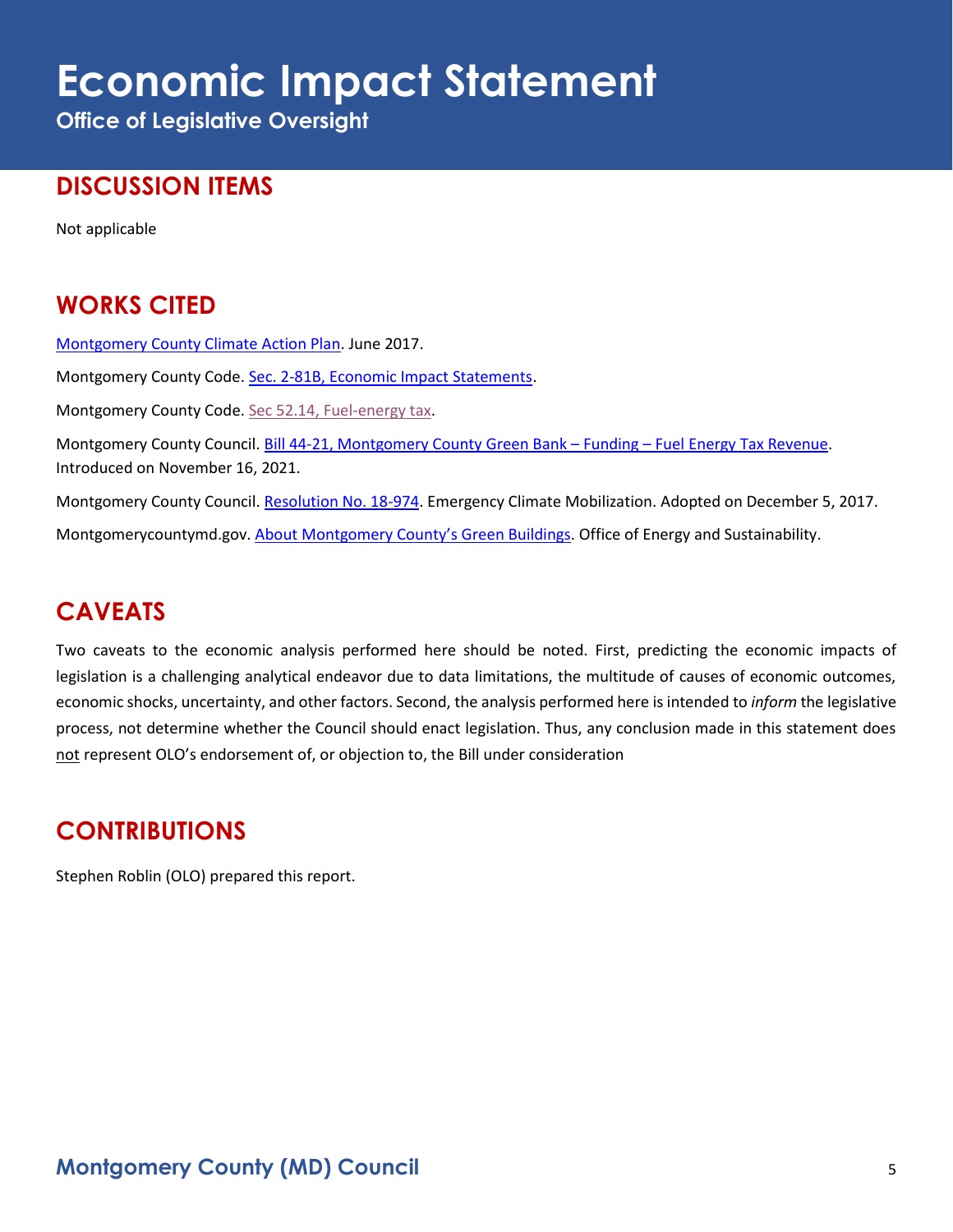# Economic Impact Statement

**Office of Legislative Oversight**

## DISCUSSION ITEMS

Not applicable

## WORKS CITED

Montgomery County Climate Action Plan. June 2017.

Montgomery County Code. Sec. 2-81B, Economic Impact Statements.

Montgomery County Code. Sec 52.14, Fuel-energy tax.

Montgomery County Council. Bill 44-21, Montgomery County Green Bank – Funding – Fuel Energy Tax Revenue. Introduced on November 16, 2021.

Montgomery County Council. Resolution No. 18-974. Emergency Climate Mobilization. Adopted on December 5, 2017.

Montgomerycountymd.gov. About Montgomery County's Green Buildings. Office of Energy and Sustainability.

## CAVEATS

Two caveats to the economic analysis performed here should be noted. First, predicting the economic impacts of legislation is a challenging analytical endeavor due to data limitations, the multitude of causes of economic outcomes, economic shocks, uncertainty, and other factors. Second, the analysis performed here is intended to *inform* the legislative process, not determine whether the Council should enact legislation. Thus, any conclusion made in this statement does not represent OLO's endorsement of, or objection to, the Bill under consideration

## CONTRIBUTIONS

Stephen Roblin (OLO) prepared this report.